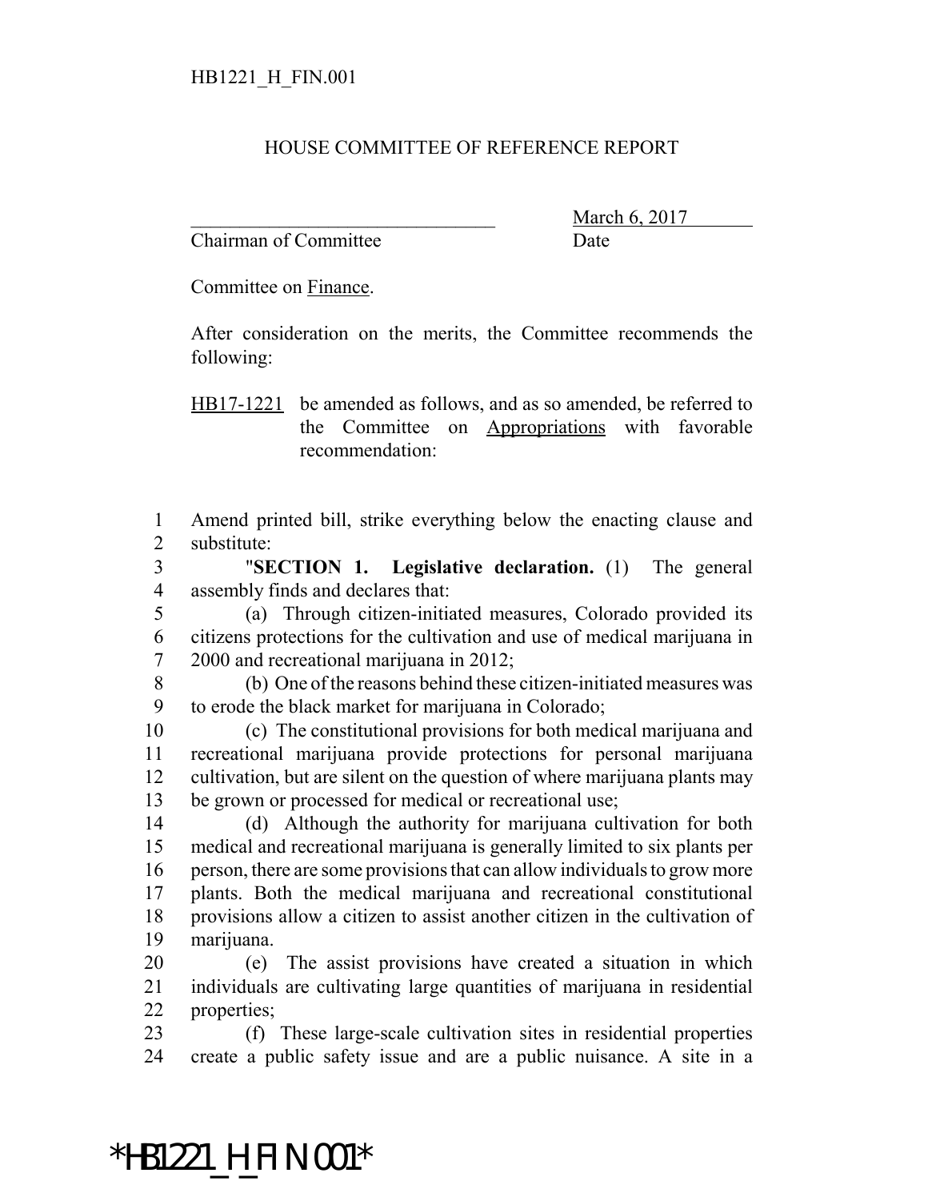HB1221_H_FIN.001

HOUSE COMMITTEE OF REFERENCE REPORT

________________________________ March 6, 2017
Chairman of Committee Date

Committee on Finance.

After consideration on the merits, the Committee recommends the following:

HB17-1221 be amended as follows, and as so amended, be referred to the Committee on Appropriations with favorable recommendation:

1 Amend printed bill, strike everything below the enacting clause and
2 substitute:
3 "**SECTION 1. Legislative declaration.** (1) The general
4 assembly finds and declares that:
5 (a) Through citizen-initiated measures, Colorado provided its
6 citizens protections for the cultivation and use of medical marijuana in
7 2000 and recreational marijuana in 2012;
8 (b) One of the reasons behind these citizen-initiated measures was
9 to erode the black market for marijuana in Colorado;
10 (c) The constitutional provisions for both medical marijuana and
11 recreational marijuana provide protections for personal marijuana
12 cultivation, but are silent on the question of where marijuana plants may
13 be grown or processed for medical or recreational use;
14 (d) Although the authority for marijuana cultivation for both
15 medical and recreational marijuana is generally limited to six plants per
16 person, there are some provisions that can allow individuals to grow more
17 plants. Both the medical marijuana and recreational constitutional
18 provisions allow a citizen to assist another citizen in the cultivation of
19 marijuana.
20 (e) The assist provisions have created a situation in which
21 individuals are cultivating large quantities of marijuana in residential
22 properties;
23 (f) These large-scale cultivation sites in residential properties
24 create a public safety issue and are a public nuisance. A site in a

*HB1221_H_FIN.001*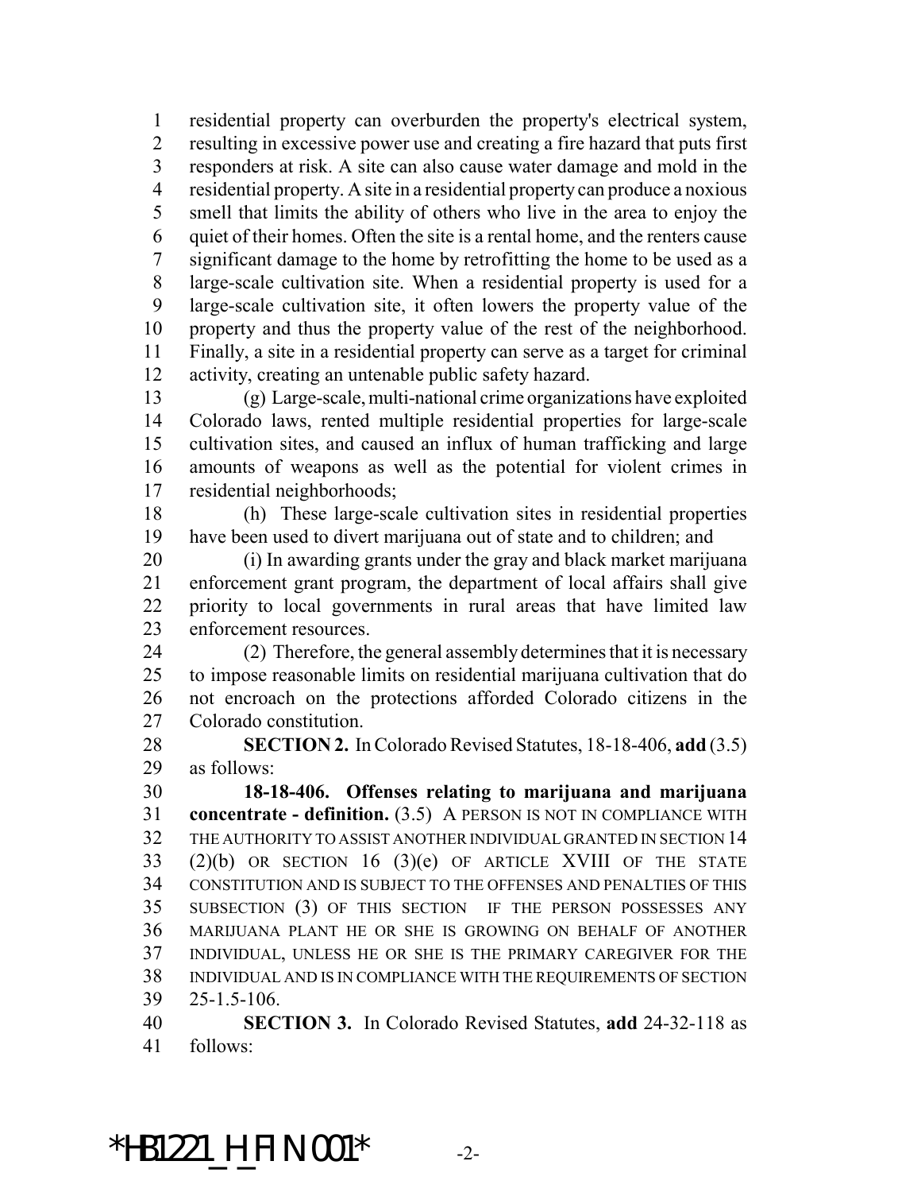residential property can overburden the property's electrical system, resulting in excessive power use and creating a fire hazard that puts first responders at risk. A site can also cause water damage and mold in the residential property. A site in a residential property can produce a noxious smell that limits the ability of others who live in the area to enjoy the quiet of their homes. Often the site is a rental home, and the renters cause significant damage to the home by retrofitting the home to be used as a large-scale cultivation site. When a residential property is used for a large-scale cultivation site, it often lowers the property value of the property and thus the property value of the rest of the neighborhood. Finally, a site in a residential property can serve as a target for criminal activity, creating an untenable public safety hazard.

(g) Large-scale, multi-national crime organizations have exploited Colorado laws, rented multiple residential properties for large-scale cultivation sites, and caused an influx of human trafficking and large amounts of weapons as well as the potential for violent crimes in residential neighborhoods;

(h) These large-scale cultivation sites in residential properties have been used to divert marijuana out of state and to children; and

(i) In awarding grants under the gray and black market marijuana enforcement grant program, the department of local affairs shall give priority to local governments in rural areas that have limited law enforcement resources.

(2) Therefore, the general assembly determines that it is necessary to impose reasonable limits on residential marijuana cultivation that do not encroach on the protections afforded Colorado citizens in the Colorado constitution.

**SECTION 2.** In Colorado Revised Statutes, 18-18-406, **add** (3.5) as follows:

**18-18-406. Offenses relating to marijuana and marijuana concentrate - definition.** (3.5) A PERSON IS NOT IN COMPLIANCE WITH THE AUTHORITY TO ASSIST ANOTHER INDIVIDUAL GRANTED IN SECTION 14 (2)(b) OR SECTION 16 (3)(e) OF ARTICLE XVIII OF THE STATE CONSTITUTION AND IS SUBJECT TO THE OFFENSES AND PENALTIES OF THIS SUBSECTION (3) OF THIS SECTION IF THE PERSON POSSESSES ANY MARIJUANA PLANT HE OR SHE IS GROWING ON BEHALF OF ANOTHER INDIVIDUAL, UNLESS HE OR SHE IS THE PRIMARY CAREGIVER FOR THE INDIVIDUAL AND IS IN COMPLIANCE WITH THE REQUIREMENTS OF SECTION 25-1.5-106.

**SECTION 3.** In Colorado Revised Statutes, **add** 24-32-118 as follows: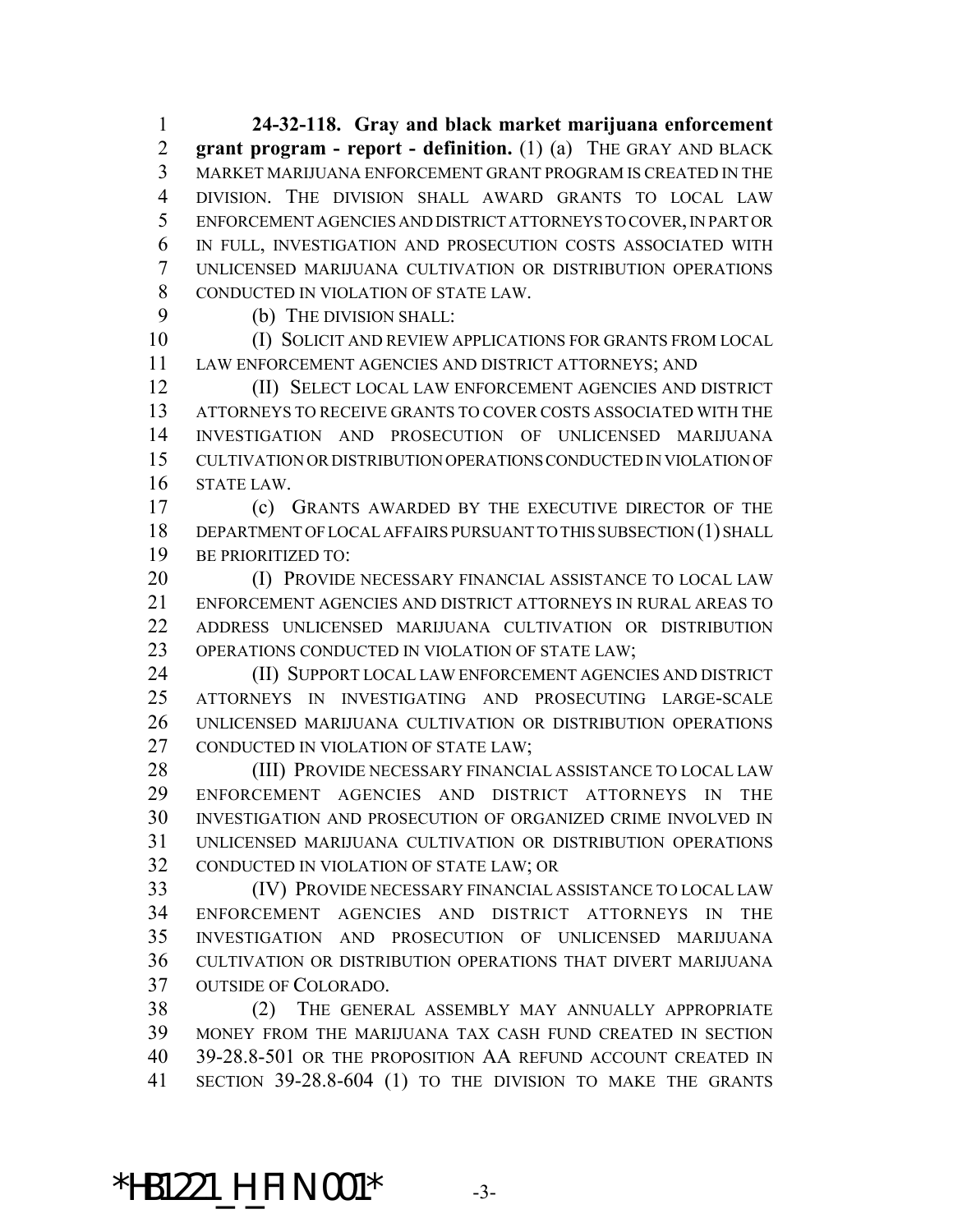**24-32-118. Gray and black market marijuana enforcement grant program - report - definition.** (1) (a) THE GRAY AND BLACK MARKET MARIJUANA ENFORCEMENT GRANT PROGRAM IS CREATED IN THE DIVISION. THE DIVISION SHALL AWARD GRANTS TO LOCAL LAW ENFORCEMENT AGENCIES AND DISTRICT ATTORNEYS TO COVER, IN PART OR IN FULL, INVESTIGATION AND PROSECUTION COSTS ASSOCIATED WITH UNLICENSED MARIJUANA CULTIVATION OR DISTRIBUTION OPERATIONS CONDUCTED IN VIOLATION OF STATE LAW.

(b) THE DIVISION SHALL:

(I) SOLICIT AND REVIEW APPLICATIONS FOR GRANTS FROM LOCAL LAW ENFORCEMENT AGENCIES AND DISTRICT ATTORNEYS; AND

(II) SELECT LOCAL LAW ENFORCEMENT AGENCIES AND DISTRICT ATTORNEYS TO RECEIVE GRANTS TO COVER COSTS ASSOCIATED WITH THE INVESTIGATION AND PROSECUTION OF UNLICENSED MARIJUANA CULTIVATION OR DISTRIBUTION OPERATIONS CONDUCTED IN VIOLATION OF STATE LAW.

(c) GRANTS AWARDED BY THE EXECUTIVE DIRECTOR OF THE DEPARTMENT OF LOCAL AFFAIRS PURSUANT TO THIS SUBSECTION (1) SHALL BE PRIORITIZED TO:

(I) PROVIDE NECESSARY FINANCIAL ASSISTANCE TO LOCAL LAW ENFORCEMENT AGENCIES AND DISTRICT ATTORNEYS IN RURAL AREAS TO ADDRESS UNLICENSED MARIJUANA CULTIVATION OR DISTRIBUTION OPERATIONS CONDUCTED IN VIOLATION OF STATE LAW;

(II) SUPPORT LOCAL LAW ENFORCEMENT AGENCIES AND DISTRICT ATTORNEYS IN INVESTIGATING AND PROSECUTING LARGE-SCALE UNLICENSED MARIJUANA CULTIVATION OR DISTRIBUTION OPERATIONS CONDUCTED IN VIOLATION OF STATE LAW;

(III) PROVIDE NECESSARY FINANCIAL ASSISTANCE TO LOCAL LAW ENFORCEMENT AGENCIES AND DISTRICT ATTORNEYS IN THE INVESTIGATION AND PROSECUTION OF ORGANIZED CRIME INVOLVED IN UNLICENSED MARIJUANA CULTIVATION OR DISTRIBUTION OPERATIONS CONDUCTED IN VIOLATION OF STATE LAW; OR

(IV) PROVIDE NECESSARY FINANCIAL ASSISTANCE TO LOCAL LAW ENFORCEMENT AGENCIES AND DISTRICT ATTORNEYS IN THE INVESTIGATION AND PROSECUTION OF UNLICENSED MARIJUANA CULTIVATION OR DISTRIBUTION OPERATIONS THAT DIVERT MARIJUANA OUTSIDE OF COLORADO.

(2) THE GENERAL ASSEMBLY MAY ANNUALLY APPROPRIATE MONEY FROM THE MARIJUANA TAX CASH FUND CREATED IN SECTION 39-28.8-501 OR THE PROPOSITION AA REFUND ACCOUNT CREATED IN SECTION 39-28.8-604 (1) TO THE DIVISION TO MAKE THE GRANTS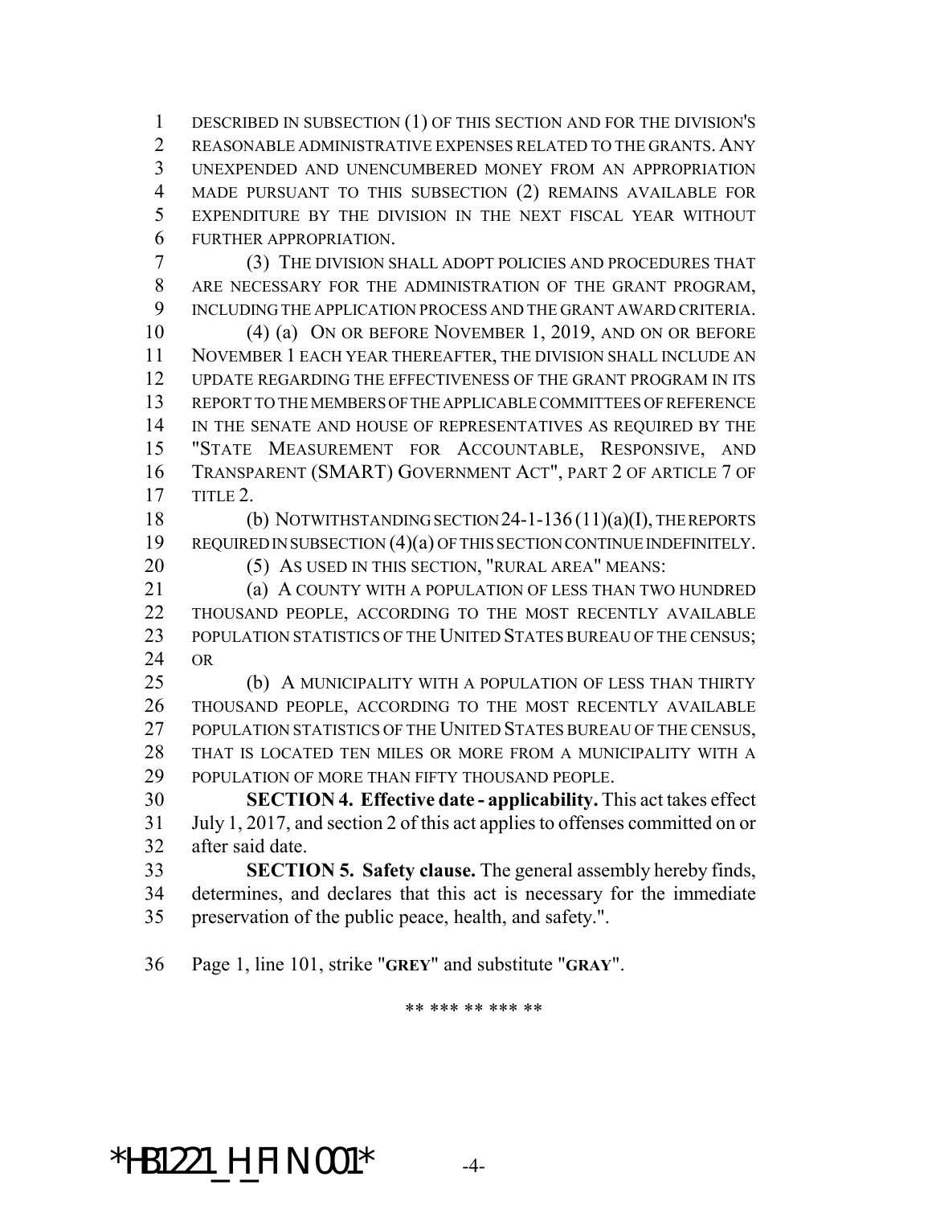DESCRIBED IN SUBSECTION (1) OF THIS SECTION AND FOR THE DIVISION'S REASONABLE ADMINISTRATIVE EXPENSES RELATED TO THE GRANTS. ANY UNEXPENDED AND UNENCUMBERED MONEY FROM AN APPROPRIATION MADE PURSUANT TO THIS SUBSECTION (2) REMAINS AVAILABLE FOR EXPENDITURE BY THE DIVISION IN THE NEXT FISCAL YEAR WITHOUT FURTHER APPROPRIATION.

(3) THE DIVISION SHALL ADOPT POLICIES AND PROCEDURES THAT ARE NECESSARY FOR THE ADMINISTRATION OF THE GRANT PROGRAM, INCLUDING THE APPLICATION PROCESS AND THE GRANT AWARD CRITERIA.

(4) (a) ON OR BEFORE NOVEMBER 1, 2019, AND ON OR BEFORE NOVEMBER 1 EACH YEAR THEREAFTER, THE DIVISION SHALL INCLUDE AN UPDATE REGARDING THE EFFECTIVENESS OF THE GRANT PROGRAM IN ITS REPORT TO THE MEMBERS OF THE APPLICABLE COMMITTEES OF REFERENCE IN THE SENATE AND HOUSE OF REPRESENTATIVES AS REQUIRED BY THE "STATE MEASUREMENT FOR ACCOUNTABLE, RESPONSIVE, AND TRANSPARENT (SMART) GOVERNMENT ACT", PART 2 OF ARTICLE 7 OF TITLE 2.

(b) NOTWITHSTANDING SECTION 24-1-136 (11)(a)(I), THE REPORTS REQUIRED IN SUBSECTION (4)(a) OF THIS SECTION CONTINUE INDEFINITELY.

(5) AS USED IN THIS SECTION, "RURAL AREA" MEANS:

(a) A COUNTY WITH A POPULATION OF LESS THAN TWO HUNDRED THOUSAND PEOPLE, ACCORDING TO THE MOST RECENTLY AVAILABLE POPULATION STATISTICS OF THE UNITED STATES BUREAU OF THE CENSUS; OR

(b) A MUNICIPALITY WITH A POPULATION OF LESS THAN THIRTY THOUSAND PEOPLE, ACCORDING TO THE MOST RECENTLY AVAILABLE POPULATION STATISTICS OF THE UNITED STATES BUREAU OF THE CENSUS, THAT IS LOCATED TEN MILES OR MORE FROM A MUNICIPALITY WITH A POPULATION OF MORE THAN FIFTY THOUSAND PEOPLE.

**SECTION 4. Effective date - applicability.** This act takes effect July 1, 2017, and section 2 of this act applies to offenses committed on or after said date.

**SECTION 5. Safety clause.** The general assembly hereby finds, determines, and declares that this act is necessary for the immediate preservation of the public peace, health, and safety.".

Page 1, line 101, strike "**GREY**" and substitute "**GRAY**".

** *** ** *** **

*HB1221_H_FIN.001*